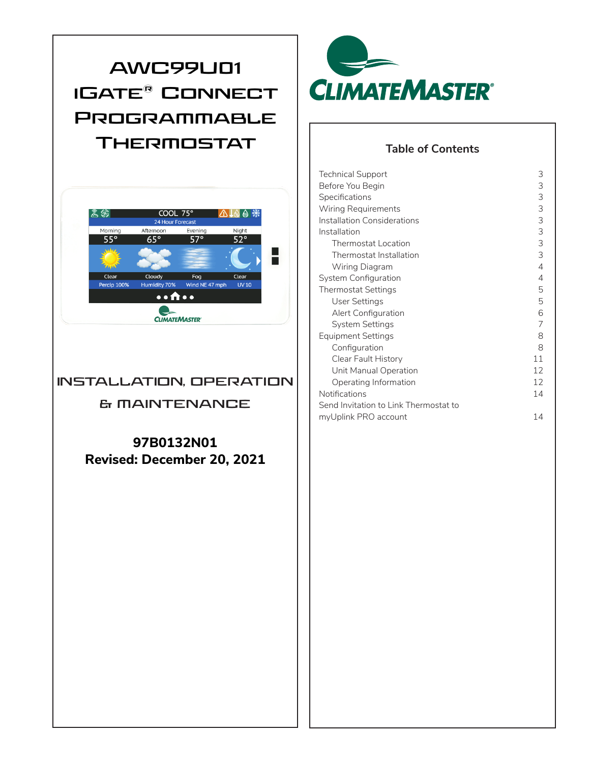# AWC99U01 iGate® Connect Programmable Thermostat

CLIMATEMASTER®

## Installation, Operation & Maintenance

**97B0132N01**
**Revised: December 20, 2021**

## Table of Contents

| | |
|---|---|
| Technical Support | 3 |
| Before You Begin | 3 |
| Specifications | 3 |
| Wiring Requirements | 3 |
| Installation Considerations | 3 |
| Installation | 3 |
| Thermostat Location | 3 |
| Thermostat Installation | 3 |
| Wiring Diagram | 4 |
| System Configuration | 4 |
| Thermostat Settings | 5 |
| User Settings | 5 |
| Alert Configuration | 6 |
| System Settings | 7 |
| Equipment Settings | 8 |
| Configuration | 8 |
| Clear Fault History | 11 |
| Unit Manual Operation | 12 |
| Operating Information | 12 |
| Notifications | 14 |
| Send Invitation to Link Thermostat to myUplink PRO account | 14 |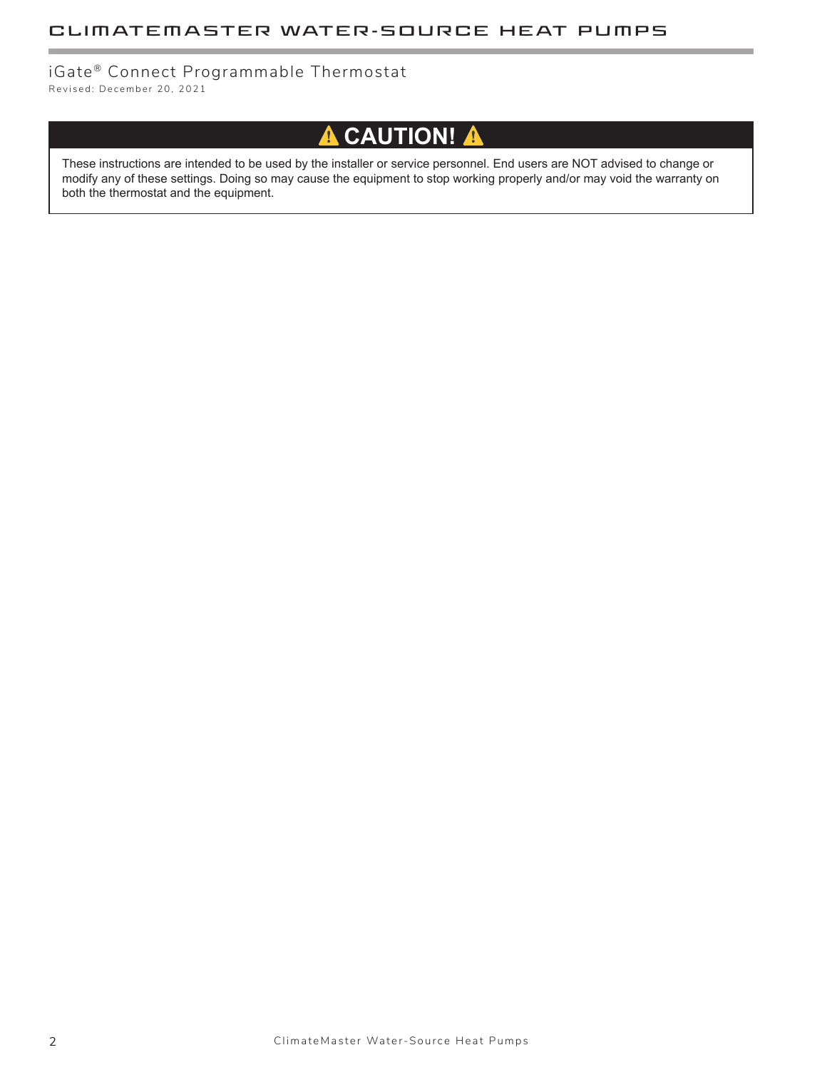## ⚠ CAUTION! ⚠

These instructions are intended to be used by the installer or service personnel. End users are NOT advised to change or modify any of these settings. Doing so may cause the equipment to stop working properly and/or may void the warranty on both the thermostat and the equipment.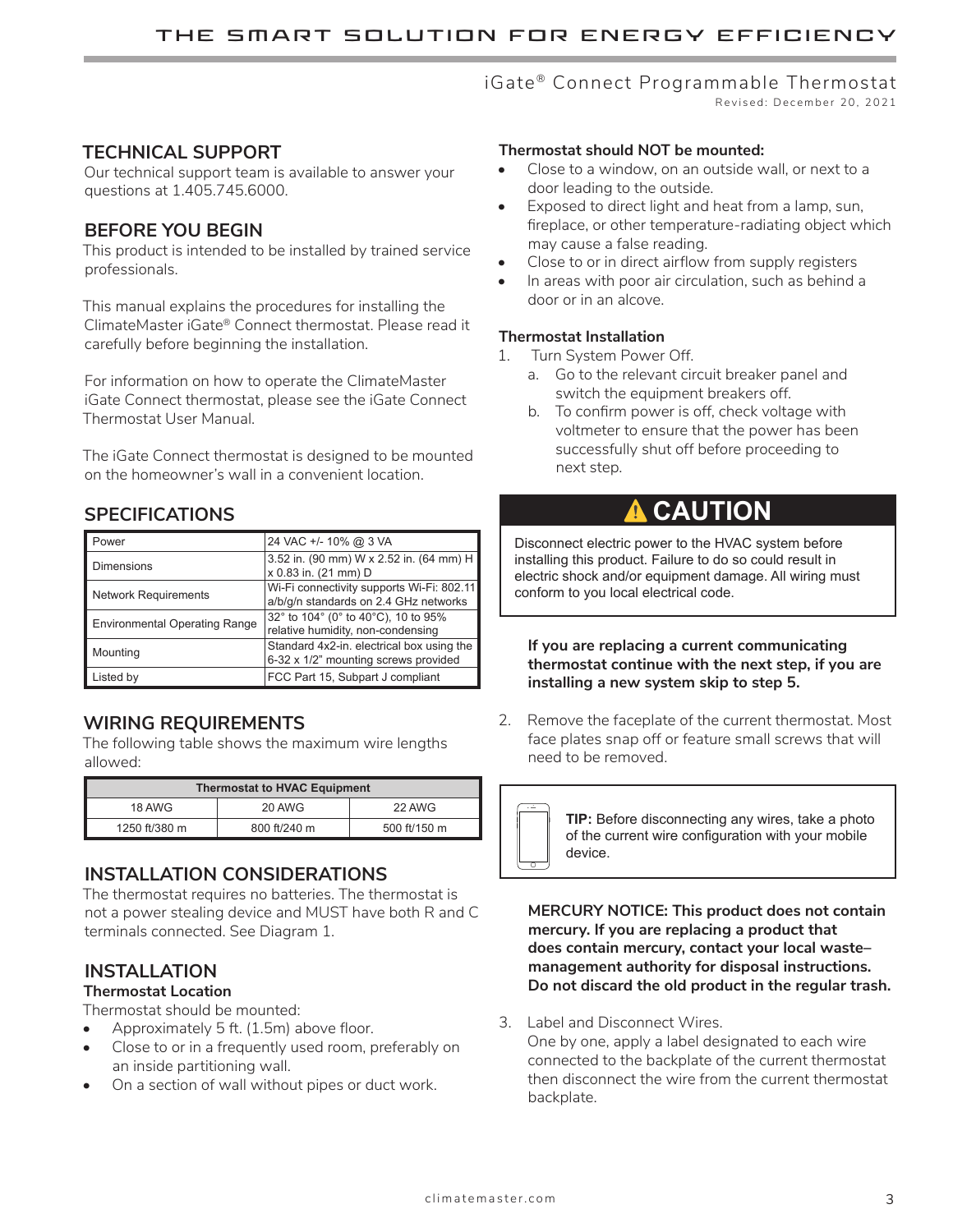## TECHNICAL SUPPORT

Our technical support team is available to answer your questions at 1.405.745.6000.

## BEFORE YOU BEGIN

This product is intended to be installed by trained service professionals.

This manual explains the procedures for installing the ClimateMaster iGate® Connect thermostat. Please read it carefully before beginning the installation.

For information on how to operate the ClimateMaster iGate Connect thermostat, please see the iGate Connect Thermostat User Manual.

The iGate Connect thermostat is designed to be mounted on the homeowner's wall in a convenient location.

## SPECIFICATIONS

| | |
|---|---|
| Power | 24 VAC +/- 10% @ 3 VA |
| Dimensions | 3.52 in. (90 mm) W x 2.52 in. (64 mm) H x 0.83 in. (21 mm) D |
| Network Requirements | Wi-Fi connectivity supports Wi-Fi: 802.11 a/b/g/n standards on 2.4 GHz networks |
| Environmental Operating Range | 32° to 104° (0° to 40°C), 10 to 95% relative humidity, non-condensing |
| Mounting | Standard 4x2-in. electrical box using the 6-32 x 1/2" mounting screws provided |
| Listed by | FCC Part 15, Subpart J compliant |

## WIRING REQUIREMENTS

The following table shows the maximum wire lengths allowed:

| Thermostat to HVAC Equipment | | |
|---|---|---|
| 18 AWG | 20 AWG | 22 AWG |
| 1250 ft/380 m | 800 ft/240 m | 500 ft/150 m |

## INSTALLATION CONSIDERATIONS

The thermostat requires no batteries. The thermostat is not a power stealing device and MUST have both R and C terminals connected. See Diagram 1.

## INSTALLATION

### Thermostat Location

Thermostat should be mounted:

- Approximately 5 ft. (1.5m) above floor.
- Close to or in a frequently used room, preferably on an inside partitioning wall.
- On a section of wall without pipes or duct work.

**Thermostat should NOT be mounted:**

- Close to a window, on an outside wall, or next to a door leading to the outside.
- Exposed to direct light and heat from a lamp, sun, fireplace, or other temperature-radiating object which may cause a false reading.
- Close to or in direct airflow from supply registers
- In areas with poor air circulation, such as behind a door or in an alcove.

### Thermostat Installation

1. Turn System Power Off.
   a. Go to the relevant circuit breaker panel and switch the equipment breakers off.
   b. To confirm power is off, check voltage with voltmeter to ensure that the power has been successfully shut off before proceeding to next step.

> **⚠ CAUTION**
>
> Disconnect electric power to the HVAC system before installing this product. Failure to do so could result in electric shock and/or equipment damage. All wiring must conform to you local electrical code.

**If you are replacing a current communicating thermostat continue with the next step, if you are installing a new system skip to step 5.**

2. Remove the faceplate of the current thermostat. Most face plates snap off or feature small screws that will need to be removed.

> **TIP:** Before disconnecting any wires, take a photo of the current wire configuration with your mobile device.

**MERCURY NOTICE: This product does not contain mercury. If you are replacing a product that does contain mercury, contact your local waste–management authority for disposal instructions. Do not discard the old product in the regular trash.**

3. Label and Disconnect Wires.
   One by one, apply a label designated to each wire connected to the backplate of the current thermostat then disconnect the wire from the current thermostat backplate.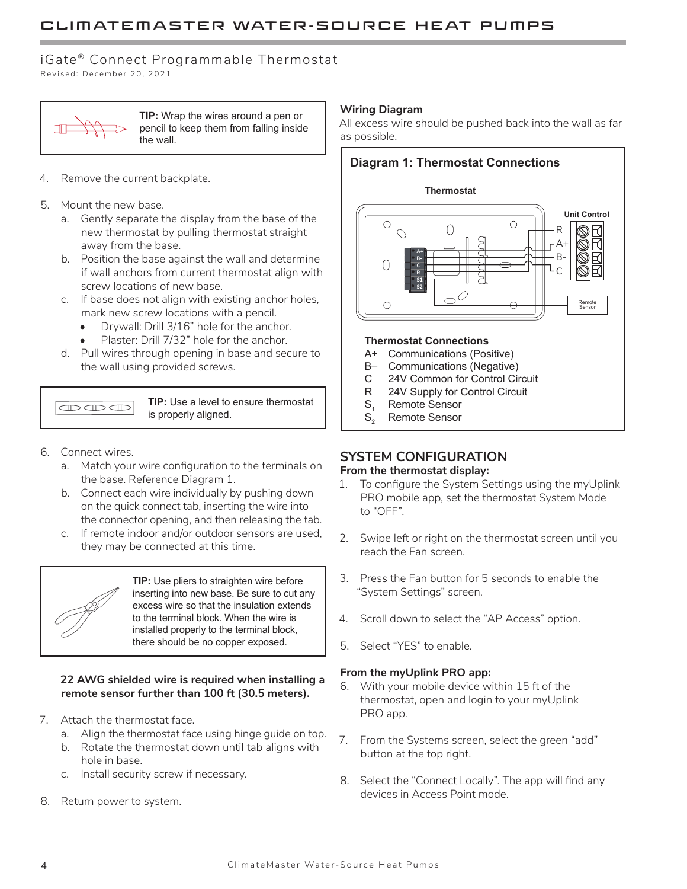## iGate® Connect Programmable Thermostat

Revised: December 20, 2021

**TIP:** Wrap the wires around a pen or pencil to keep them from falling inside the wall.

4. Remove the current backplate.

5. Mount the new base.
   a. Gently separate the display from the base of the new thermostat by pulling thermostat straight away from the base.
   b. Position the base against the wall and determine if wall anchors from current thermostat align with screw locations of new base.
   c. If base does not align with existing anchor holes, mark new screw locations with a pencil.
      - Drywall: Drill 3/16" hole for the anchor.
      - Plaster: Drill 7/32" hole for the anchor.
   d. Pull wires through opening in base and secure to the wall using provided screws.

**TIP:** Use a level to ensure thermostat is properly aligned.

6. Connect wires.
   a. Match your wire configuration to the terminals on the base. Reference Diagram 1.
   b. Connect each wire individually by pushing down on the quick connect tab, inserting the wire into the connector opening, and then releasing the tab.
   c. If remote indoor and/or outdoor sensors are used, they may be connected at this time.

**TIP:** Use pliers to straighten wire before inserting into new base. Be sure to cut any excess wire so that the insulation extends to the terminal block. When the wire is installed properly to the terminal block, there should be no copper exposed.

**22 AWG shielded wire is required when installing a remote sensor further than 100 ft (30.5 meters).**

7. Attach the thermostat face.
   a. Align the thermostat face using hinge guide on top.
   b. Rotate the thermostat down until tab aligns with hole in base.
   c. Install security screw if necessary.

8. Return power to system.

### Wiring Diagram

All excess wire should be pushed back into the wall as far as possible.

**Diagram 1: Thermostat Connections**

Thermostat — Unit Control: R, A+, B-, C — Remote Sensor

**Thermostat Connections**

| | |
|---|---|
| A+ | Communications (Positive) |
| B– | Communications (Negative) |
| C | 24V Common for Control Circuit |
| R | 24V Supply for Control Circuit |
| $S_1$ | Remote Sensor |
| $S_2$ | Remote Sensor |

## SYSTEM CONFIGURATION

**From the thermostat display:**

1. To configure the System Settings using the myUplink PRO mobile app, set the thermostat System Mode to "OFF".
2. Swipe left or right on the thermostat screen until you reach the Fan screen.
3. Press the Fan button for 5 seconds to enable the "System Settings" screen.
4. Scroll down to select the "AP Access" option.
5. Select "YES" to enable.

**From the myUplink PRO app:**

6. With your mobile device within 15 ft of the thermostat, open and login to your myUplink PRO app.
7. From the Systems screen, select the green "add" button at the top right.
8. Select the "Connect Locally". The app will find any devices in Access Point mode.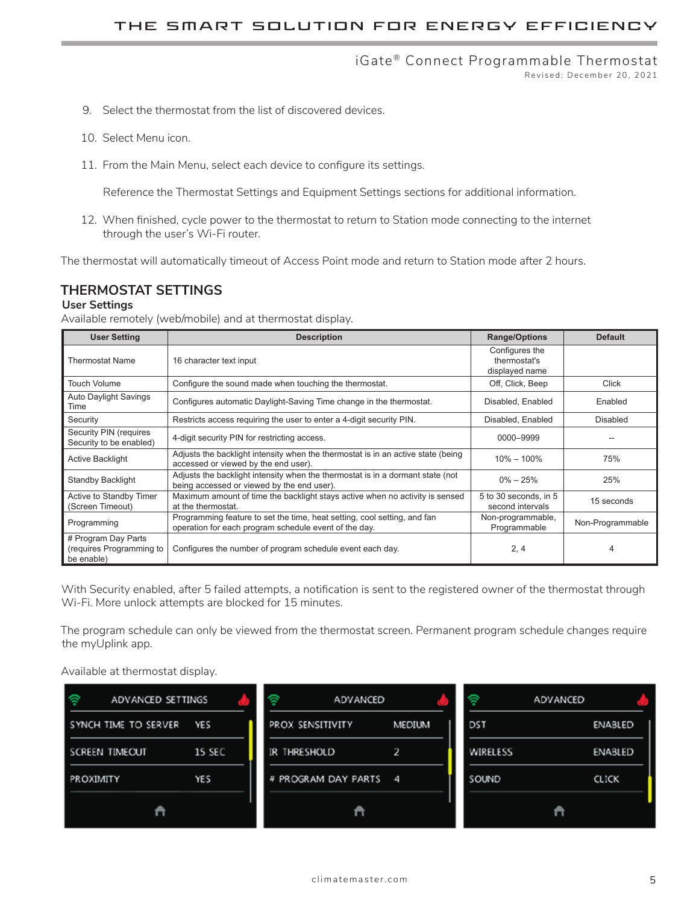9. Select the thermostat from the list of discovered devices.

10. Select Menu icon.

11. From the Main Menu, select each device to configure its settings.

    Reference the Thermostat Settings and Equipment Settings sections for additional information.

12. When finished, cycle power to the thermostat to return to Station mode connecting to the internet through the user's Wi-Fi router.

The thermostat will automatically timeout of Access Point mode and return to Station mode after 2 hours.

## THERMOSTAT SETTINGS

### User Settings

Available remotely (web/mobile) and at thermostat display.

| User Setting | Description | Range/Options | Default |
|---|---|---|---|
| Thermostat Name | 16 character text input | Configures the thermostat's displayed name | |
| Touch Volume | Configure the sound made when touching the thermostat. | Off, Click, Beep | Click |
| Auto Daylight Savings Time | Configures automatic Daylight-Saving Time change in the thermostat. | Disabled, Enabled | Enabled |
| Security | Restricts access requiring the user to enter a 4-digit security PIN. | Disabled, Enabled | Disabled |
| Security PIN (requires Security to be enabled) | 4-digit security PIN for restricting access. | 0000–9999 | -- |
| Active Backlight | Adjusts the backlight intensity when the thermostat is in an active state (being accessed or viewed by the end user). | 10% – 100% | 75% |
| Standby Backlight | Adjusts the backlight intensity when the thermostat is in a dormant state (not being accessed or viewed by the end user). | 0% – 25% | 25% |
| Active to Standby Timer (Screen Timeout) | Maximum amount of time the backlight stays active when no activity is sensed at the thermostat. | 5 to 30 seconds, in 5 second intervals | 15 seconds |
| Programming | Programming feature to set the time, heat setting, cool setting, and fan operation for each program schedule event of the day. | Non-programmable, Programmable | Non-Programmable |
| # Program Day Parts (requires Programming to be enable) | Configures the number of program schedule event each day. | 2, 4 | 4 |

With Security enabled, after 5 failed attempts, a notification is sent to the registered owner of the thermostat through Wi-Fi. More unlock attempts are blocked for 15 minutes.

The program schedule can only be viewed from the thermostat screen. Permanent program schedule changes require the myUplink app.

Available at thermostat display.

| ADVANCED SETTINGS | |
|---|---|
| SYNCH TIME TO SERVER | YES |
| SCREEN TIMEOUT | 15 SEC |
| PROXIMITY | YES |

| ADVANCED | |
|---|---|
| PROX SENSITIVITY | MEDIUM |
| IR THRESHOLD | 2 |
| # PROGRAM DAY PARTS | 4 |

| ADVANCED | |
|---|---|
| DST | ENABLED |
| WIRELESS | ENABLED |
| SOUND | CLICK |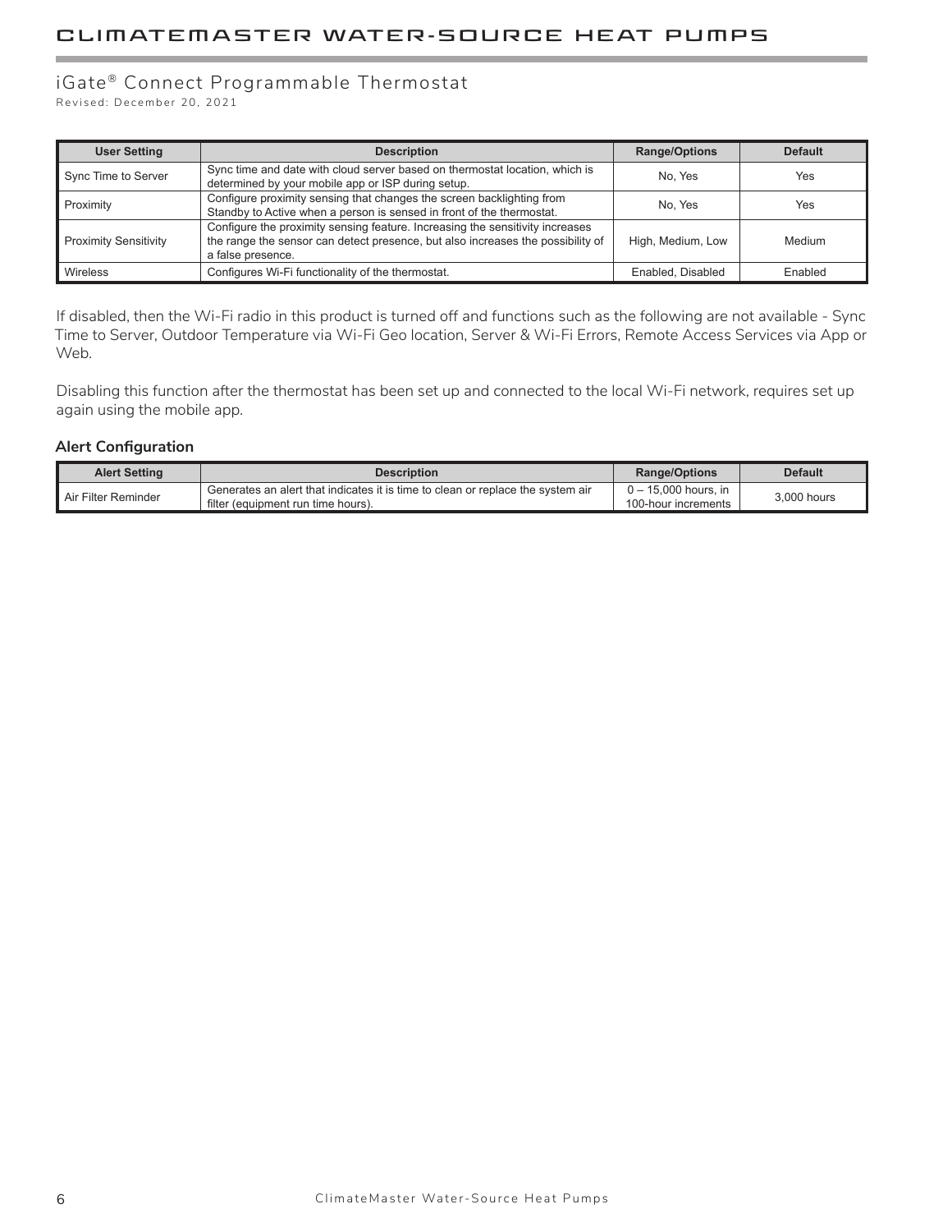| User Setting | Description | Range/Options | Default |
|---|---|---|---|
| Sync Time to Server | Sync time and date with cloud server based on thermostat location, which is determined by your mobile app or ISP during setup. | No, Yes | Yes |
| Proximity | Configure proximity sensing that changes the screen backlighting from Standby to Active when a person is sensed in front of the thermostat. | No, Yes | Yes |
| Proximity Sensitivity | Configure the proximity sensing feature. Increasing the sensitivity increases the range the sensor can detect presence, but also increases the possibility of a false presence. | High, Medium, Low | Medium |
| Wireless | Configures Wi-Fi functionality of the thermostat. | Enabled, Disabled | Enabled |

If disabled, then the Wi-Fi radio in this product is turned off and functions such as the following are not available - Sync Time to Server, Outdoor Temperature via Wi-Fi Geo location, Server & Wi-Fi Errors, Remote Access Services via App or Web.

Disabling this function after the thermostat has been set up and connected to the local Wi-Fi network, requires set up again using the mobile app.

### Alert Configuration

| Alert Setting | Description | Range/Options | Default |
|---|---|---|---|
| Air Filter Reminder | Generates an alert that indicates it is time to clean or replace the system air filter (equipment run time hours). | 0 – 15,000 hours, in 100-hour increments | 3,000 hours |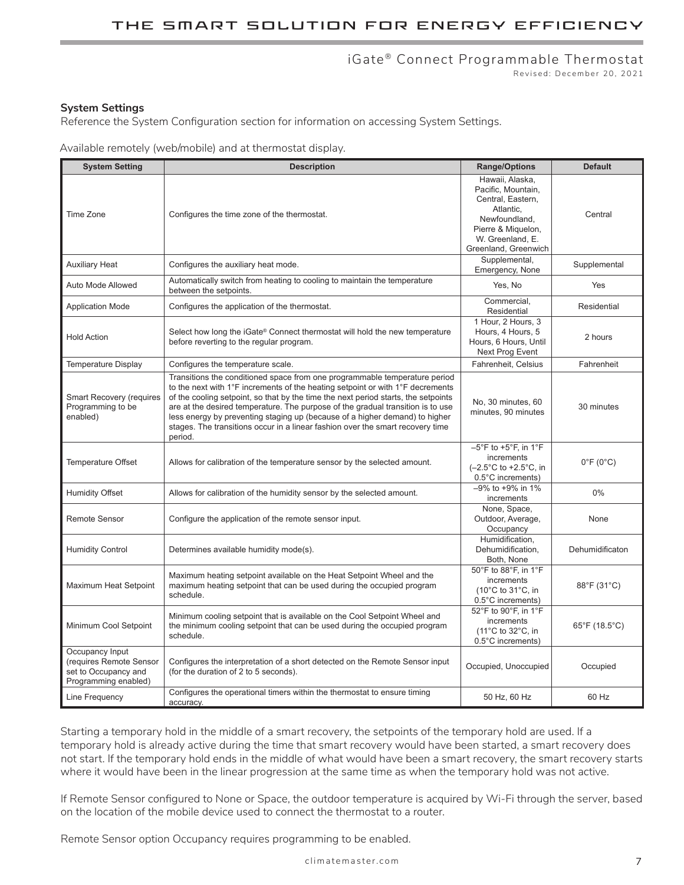### System Settings

Reference the System Configuration section for information on accessing System Settings.

Available remotely (web/mobile) and at thermostat display.

| System Setting | Description | Range/Options | Default |
|---|---|---|---|
| Time Zone | Configures the time zone of the thermostat. | Hawaii, Alaska, Pacific, Mountain, Central, Eastern, Atlantic, Newfoundland, Pierre & Miquelon, W. Greenland, E. Greenland, Greenwich | Central |
| Auxiliary Heat | Configures the auxiliary heat mode. | Supplemental, Emergency, None | Supplemental |
| Auto Mode Allowed | Automatically switch from heating to cooling to maintain the temperature between the setpoints. | Yes, No | Yes |
| Application Mode | Configures the application of the thermostat. | Commercial, Residential | Residential |
| Hold Action | Select how long the iGate® Connect thermostat will hold the new temperature before reverting to the regular program. | 1 Hour, 2 Hours, 3 Hours, 4 Hours, 5 Hours, 6 Hours, Until Next Prog Event | 2 hours |
| Temperature Display | Configures the temperature scale. | Fahrenheit, Celsius | Fahrenheit |
| Smart Recovery (requires Programming to be enabled) | Transitions the conditioned space from one programmable temperature period to the next with 1°F increments of the heating setpoint or with 1°F decrements of the cooling setpoint, so that by the time the next period starts, the setpoints are at the desired temperature. The purpose of the gradual transition is to use less energy by preventing staging up (because of a higher demand) to higher stages. The transitions occur in a linear fashion over the smart recovery time period. | No, 30 minutes, 60 minutes, 90 minutes | 30 minutes |
| Temperature Offset | Allows for calibration of the temperature sensor by the selected amount. | –5°F to +5°F, in 1°F increments (–2.5°C to +2.5°C, in 0.5°C increments) | 0°F (0°C) |
| Humidity Offset | Allows for calibration of the humidity sensor by the selected amount. | –9% to +9% in 1% increments | 0% |
| Remote Sensor | Configure the application of the remote sensor input. | None, Space, Outdoor, Average, Occupancy | None |
| Humidity Control | Determines available humidity mode(s). | Humidification, Dehumidification, Both, None | Dehumidificaton |
| Maximum Heat Setpoint | Maximum heating setpoint available on the Heat Setpoint Wheel and the maximum heating setpoint that can be used during the occupied program schedule. | 50°F to 88°F, in 1°F increments (10°C to 31°C, in 0.5°C increments) | 88°F (31°C) |
| Minimum Cool Setpoint | Minimum cooling setpoint that is available on the Cool Setpoint Wheel and the minimum cooling setpoint that can be used during the occupied program schedule. | 52°F to 90°F, in 1°F increments (11°C to 32°C, in 0.5°C increments) | 65°F (18.5°C) |
| Occupancy Input (requires Remote Sensor set to Occupancy and Programming enabled) | Configures the interpretation of a short detected on the Remote Sensor input (for the duration of 2 to 5 seconds). | Occupied, Unoccupied | Occupied |
| Line Frequency | Configures the operational timers within the thermostat to ensure timing accuracy. | 50 Hz, 60 Hz | 60 Hz |

Starting a temporary hold in the middle of a smart recovery, the setpoints of the temporary hold are used. If a temporary hold is already active during the time that smart recovery would have been started, a smart recovery does not start. If the temporary hold ends in the middle of what would have been a smart recovery, the smart recovery starts where it would have been in the linear progression at the same time as when the temporary hold was not active.

If Remote Sensor configured to None or Space, the outdoor temperature is acquired by Wi-Fi through the server, based on the location of the mobile device used to connect the thermostat to a router.

Remote Sensor option Occupancy requires programming to be enabled.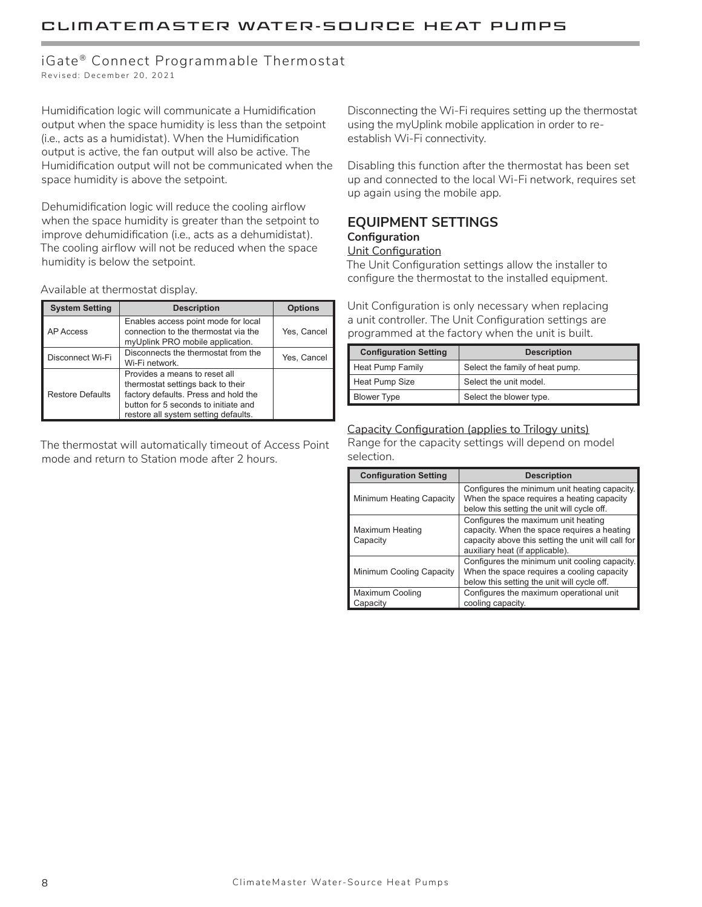Humidification logic will communicate a Humidification output when the space humidity is less than the setpoint (i.e., acts as a humidistat). When the Humidification output is active, the fan output will also be active. The Humidification output will not be communicated when the space humidity is above the setpoint.

Dehumidification logic will reduce the cooling airflow when the space humidity is greater than the setpoint to improve dehumidification (i.e., acts as a dehumidistat). The cooling airflow will not be reduced when the space humidity is below the setpoint.

Available at thermostat display.

| System Setting | Description | Options |
|---|---|---|
| AP Access | Enables access point mode for local connection to the thermostat via the myUplink PRO mobile application. | Yes, Cancel |
| Disconnect Wi-Fi | Disconnects the thermostat from the Wi-Fi network. | Yes, Cancel |
| Restore Defaults | Provides a means to reset all thermostat settings back to their factory defaults. Press and hold the button for 5 seconds to initiate and restore all system setting defaults. | |

The thermostat will automatically timeout of Access Point mode and return to Station mode after 2 hours.

Disconnecting the Wi-Fi requires setting up the thermostat using the myUplink mobile application in order to re-establish Wi-Fi connectivity.

Disabling this function after the thermostat has been set up and connected to the local Wi-Fi network, requires set up again using the mobile app.

## EQUIPMENT SETTINGS

### Configuration

Unit Configuration

The Unit Configuration settings allow the installer to configure the thermostat to the installed equipment.

Unit Configuration is only necessary when replacing a unit controller. The Unit Configuration settings are programmed at the factory when the unit is built.

| Configuration Setting | Description |
|---|---|
| Heat Pump Family | Select the family of heat pump. |
| Heat Pump Size | Select the unit model. |
| Blower Type | Select the blower type. |

Capacity Configuration (applies to Trilogy units)

Range for the capacity settings will depend on model selection.

| Configuration Setting | Description |
|---|---|
| Minimum Heating Capacity | Configures the minimum unit heating capacity. When the space requires a heating capacity below this setting the unit will cycle off. |
| Maximum Heating Capacity | Configures the maximum unit heating capacity. When the space requires a heating capacity above this setting the unit will call for auxiliary heat (if applicable). |
| Minimum Cooling Capacity | Configures the minimum unit cooling capacity. When the space requires a cooling capacity below this setting the unit will cycle off. |
| Maximum Cooling Capacity | Configures the maximum operational unit cooling capacity. |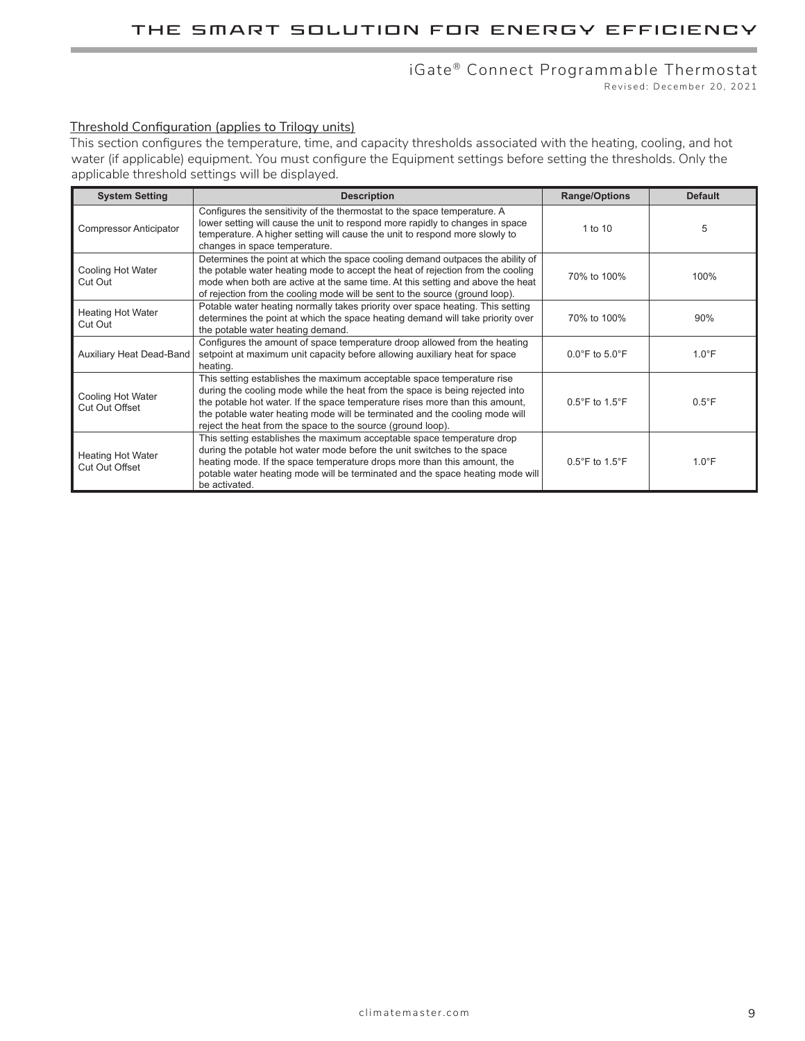Threshold Configuration (applies to Trilogy units)

This section configures the temperature, time, and capacity thresholds associated with the heating, cooling, and hot water (if applicable) equipment. You must configure the Equipment settings before setting the thresholds. Only the applicable threshold settings will be displayed.

| System Setting | Description | Range/Options | Default |
|---|---|---|---|
| Compressor Anticipator | Configures the sensitivity of the thermostat to the space temperature. A lower setting will cause the unit to respond more rapidly to changes in space temperature. A higher setting will cause the unit to respond more slowly to changes in space temperature. | 1 to 10 | 5 |
| Cooling Hot Water Cut Out | Determines the point at which the space cooling demand outpaces the ability of the potable water heating mode to accept the heat of rejection from the cooling mode when both are active at the same time. At this setting and above the heat of rejection from the cooling mode will be sent to the source (ground loop). | 70% to 100% | 100% |
| Heating Hot Water Cut Out | Potable water heating normally takes priority over space heating. This setting determines the point at which the space heating demand will take priority over the potable water heating demand. | 70% to 100% | 90% |
| Auxiliary Heat Dead-Band | Configures the amount of space temperature droop allowed from the heating setpoint at maximum unit capacity before allowing auxiliary heat for space heating. | 0.0°F to 5.0°F | 1.0°F |
| Cooling Hot Water Cut Out Offset | This setting establishes the maximum acceptable space temperature rise during the cooling mode while the heat from the space is being rejected into the potable hot water. If the space temperature rises more than this amount, the potable water heating mode will be terminated and the cooling mode will reject the heat from the space to the source (ground loop). | 0.5°F to 1.5°F | 0.5°F |
| Heating Hot Water Cut Out Offset | This setting establishes the maximum acceptable space temperature drop during the potable hot water mode before the unit switches to the space heating mode. If the space temperature drops more than this amount, the potable water heating mode will be terminated and the space heating mode will be activated. | 0.5°F to 1.5°F | 1.0°F |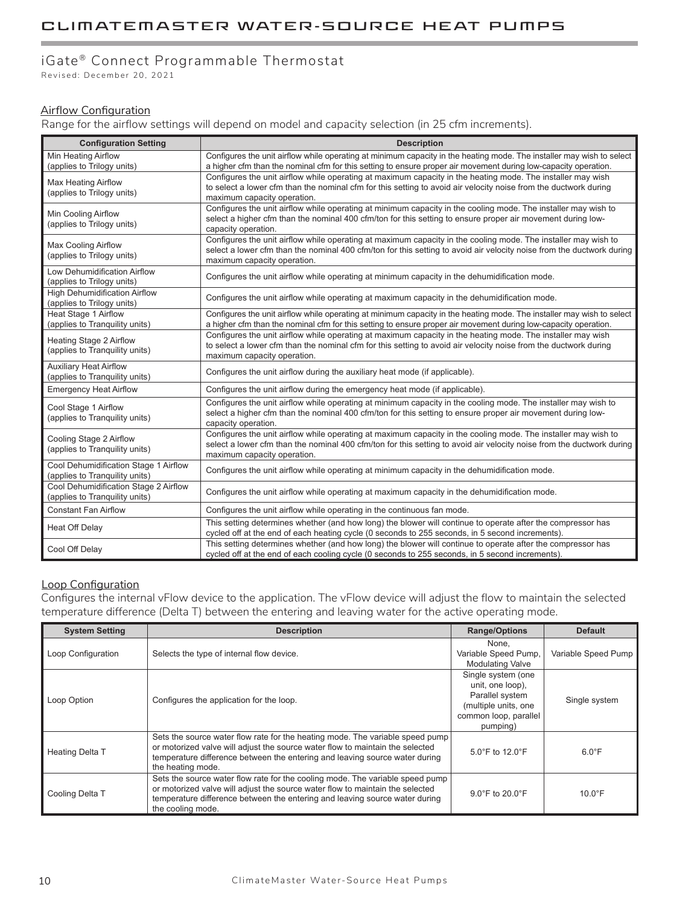## Airflow Configuration

Range for the airflow settings will depend on model and capacity selection (in 25 cfm increments).

| Configuration Setting | Description |
|---|---|
| Min Heating Airflow (applies to Trilogy units) | Configures the unit airflow while operating at minimum capacity in the heating mode. The installer may wish to select a higher cfm than the nominal cfm for this setting to ensure proper air movement during low-capacity operation. |
| Max Heating Airflow (applies to Trilogy units) | Configures the unit airflow while operating at maximum capacity in the heating mode. The installer may wish to select a lower cfm than the nominal cfm for this setting to avoid air velocity noise from the ductwork during maximum capacity operation. |
| Min Cooling Airflow (applies to Trilogy units) | Configures the unit airflow while operating at minimum capacity in the cooling mode. The installer may wish to select a higher cfm than the nominal 400 cfm/ton for this setting to ensure proper air movement during low-capacity operation. |
| Max Cooling Airflow (applies to Trilogy units) | Configures the unit airflow while operating at maximum capacity in the cooling mode. The installer may wish to select a lower cfm than the nominal 400 cfm/ton for this setting to avoid air velocity noise from the ductwork during maximum capacity operation. |
| Low Dehumidification Airflow (applies to Trilogy units) | Configures the unit airflow while operating at minimum capacity in the dehumidification mode. |
| High Dehumidification Airflow (applies to Trilogy units) | Configures the unit airflow while operating at maximum capacity in the dehumidification mode. |
| Heat Stage 1 Airflow (applies to Tranquility units) | Configures the unit airflow while operating at minimum capacity in the heating mode. The installer may wish to select a higher cfm than the nominal cfm for this setting to ensure proper air movement during low-capacity operation. |
| Heating Stage 2 Airflow (applies to Tranquility units) | Configures the unit airflow while operating at maximum capacity in the heating mode. The installer may wish to select a lower cfm than the nominal cfm for this setting to avoid air velocity noise from the ductwork during maximum capacity operation. |
| Auxiliary Heat Airflow (applies to Tranquility units) | Configures the unit airflow during the auxiliary heat mode (if applicable). |
| Emergency Heat Airflow | Configures the unit airflow during the emergency heat mode (if applicable). |
| Cool Stage 1 Airflow (applies to Tranquility units) | Configures the unit airflow while operating at minimum capacity in the cooling mode. The installer may wish to select a higher cfm than the nominal 400 cfm/ton for this setting to ensure proper air movement during low-capacity operation. |
| Cooling Stage 2 Airflow (applies to Tranquility units) | Configures the unit airflow while operating at maximum capacity in the cooling mode. The installer may wish to select a lower cfm than the nominal 400 cfm/ton for this setting to avoid air velocity noise from the ductwork during maximum capacity operation. |
| Cool Dehumidification Stage 1 Airflow (applies to Tranquility units) | Configures the unit airflow while operating at minimum capacity in the dehumidification mode. |
| Cool Dehumidification Stage 2 Airflow (applies to Tranquility units) | Configures the unit airflow while operating at maximum capacity in the dehumidification mode. |
| Constant Fan Airflow | Configures the unit airflow while operating in the continuous fan mode. |
| Heat Off Delay | This setting determines whether (and how long) the blower will continue to operate after the compressor has cycled off at the end of each heating cycle (0 seconds to 255 seconds, in 5 second increments). |
| Cool Off Delay | This setting determines whether (and how long) the blower will continue to operate after the compressor has cycled off at the end of each cooling cycle (0 seconds to 255 seconds, in 5 second increments). |

## Loop Configuration

Configures the internal vFlow device to the application. The vFlow device will adjust the flow to maintain the selected temperature difference (Delta T) between the entering and leaving water for the active operating mode.

| System Setting | Description | Range/Options | Default |
|---|---|---|---|
| Loop Configuration | Selects the type of internal flow device. | None, Variable Speed Pump, Modulating Valve | Variable Speed Pump |
| Loop Option | Configures the application for the loop. | Single system (one unit, one loop), Parallel system (multiple units, one common loop, parallel pumping) | Single system |
| Heating Delta T | Sets the source water flow rate for the heating mode. The variable speed pump or motorized valve will adjust the source water flow to maintain the selected temperature difference between the entering and leaving source water during the heating mode. | 5.0°F to 12.0°F | 6.0°F |
| Cooling Delta T | Sets the source water flow rate for the cooling mode. The variable speed pump or motorized valve will adjust the source water flow to maintain the selected temperature difference between the entering and leaving source water during the cooling mode. | 9.0°F to 20.0°F | 10.0°F |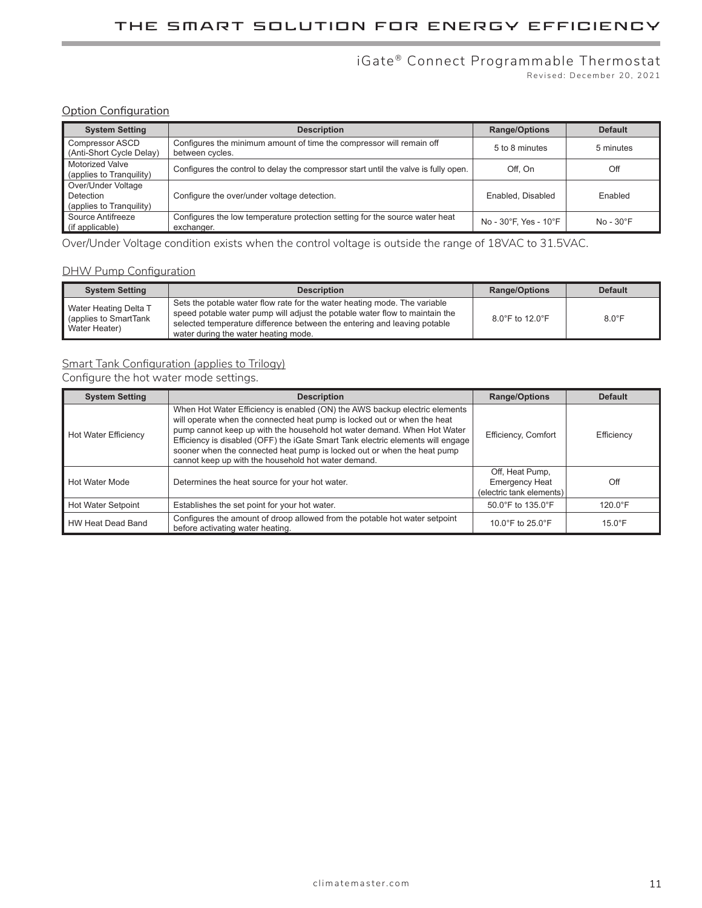## Option Configuration

| System Setting | Description | Range/Options | Default |
|---|---|---|---|
| Compressor ASCD (Anti-Short Cycle Delay) | Configures the minimum amount of time the compressor will remain off between cycles. | 5 to 8 minutes | 5 minutes |
| Motorized Valve (applies to Tranquility) | Configures the control to delay the compressor start until the valve is fully open. | Off, On | Off |
| Over/Under Voltage Detection (applies to Tranquility) | Configure the over/under voltage detection. | Enabled, Disabled | Enabled |
| Source Antifreeze (if applicable) | Configures the low temperature protection setting for the source water heat exchanger. | No - 30°F, Yes - 10°F | No - 30°F |

Over/Under Voltage condition exists when the control voltage is outside the range of 18VAC to 31.5VAC.

## DHW Pump Configuration

| System Setting | Description | Range/Options | Default |
|---|---|---|---|
| Water Heating Delta T (applies to SmartTank Water Heater) | Sets the potable water flow rate for the water heating mode. The variable speed potable water pump will adjust the potable water flow to maintain the selected temperature difference between the entering and leaving potable water during the water heating mode. | 8.0°F to 12.0°F | 8.0°F |

## Smart Tank Configuration (applies to Trilogy)

Configure the hot water mode settings.

| System Setting | Description | Range/Options | Default |
|---|---|---|---|
| Hot Water Efficiency | When Hot Water Efficiency is enabled (ON) the AWS backup electric elements will operate when the connected heat pump is locked out or when the heat pump cannot keep up with the household hot water demand. When Hot Water Efficiency is disabled (OFF) the iGate Smart Tank electric elements will engage sooner when the connected heat pump is locked out or when the heat pump cannot keep up with the household hot water demand. | Efficiency, Comfort | Efficiency |
| Hot Water Mode | Determines the heat source for your hot water. | Off, Heat Pump, Emergency Heat (electric tank elements) | Off |
| Hot Water Setpoint | Establishes the set point for your hot water. | 50.0°F to 135.0°F | 120.0°F |
| HW Heat Dead Band | Configures the amount of droop allowed from the potable hot water setpoint before activating water heating. | 10.0°F to 25.0°F | 15.0°F |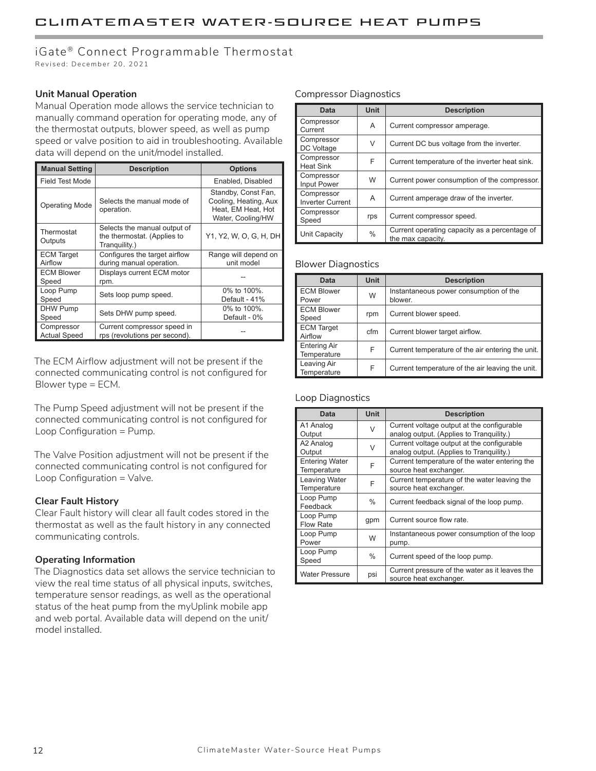### Unit Manual Operation

Manual Operation mode allows the service technician to manually command operation for operating mode, any of the thermostat outputs, blower speed, as well as pump speed or valve position to aid in troubleshooting. Available data will depend on the unit/model installed.

| Manual Setting | Description | Options |
|---|---|---|
| Field Test Mode | | Enabled, Disabled |
| Operating Mode | Selects the manual mode of operation. | Standby, Const Fan, Cooling, Heating, Aux Heat, EM Heat, Hot Water, Cooling/HW |
| Thermostat Outputs | Selects the manual output of the thermostat. (Applies to Tranquility.) | Y1, Y2, W, O, G, H, DH |
| ECM Target Airflow | Configures the target airflow during manual operation. | Range will depend on unit model |
| ECM Blower Speed | Displays current ECM motor rpm. | -- |
| Loop Pump Speed | Sets loop pump speed. | 0% to 100%. Default - 41% |
| DHW Pump Speed | Sets DHW pump speed. | 0% to 100%. Default - 0% |
| Compressor Actual Speed | Current compressor speed in rps (revolutions per second). | -- |

The ECM Airflow adjustment will not be present if the connected communicating control is not configured for Blower type = ECM.

The Pump Speed adjustment will not be present if the connected communicating control is not configured for Loop Configuration = Pump.

The Valve Position adjustment will not be present if the connected communicating control is not configured for Loop Configuration = Valve.

### Clear Fault History

Clear Fault history will clear all fault codes stored in the thermostat as well as the fault history in any connected communicating controls.

### Operating Information

The Diagnostics data set allows the service technician to view the real time status of all physical inputs, switches, temperature sensor readings, as well as the operational status of the heat pump from the myUplink mobile app and web portal. Available data will depend on the unit/model installed.

#### Compressor Diagnostics

| Data | Unit | Description |
|---|---|---|
| Compressor Current | A | Current compressor amperage. |
| Compressor DC Voltage | V | Current DC bus voltage from the inverter. |
| Compressor Heat Sink | F | Current temperature of the inverter heat sink. |
| Compressor Input Power | W | Current power consumption of the compressor. |
| Compressor Inverter Current | A | Current amperage draw of the inverter. |
| Compressor Speed | rps | Current compressor speed. |
| Unit Capacity | % | Current operating capacity as a percentage of the max capacity. |

#### Blower Diagnostics

| Data | Unit | Description |
|---|---|---|
| ECM Blower Power | W | Instantaneous power consumption of the blower. |
| ECM Blower Speed | rpm | Current blower speed. |
| ECM Target Airflow | cfm | Current blower target airflow. |
| Entering Air Temperature | F | Current temperature of the air entering the unit. |
| Leaving Air Temperature | F | Current temperature of the air leaving the unit. |

#### Loop Diagnostics

| Data | Unit | Description |
|---|---|---|
| A1 Analog Output | V | Current voltage output at the configurable analog output. (Applies to Tranquility.) |
| A2 Analog Output | V | Current voltage output at the configurable analog output. (Applies to Tranquility.) |
| Entering Water Temperature | F | Current temperature of the water entering the source heat exchanger. |
| Leaving Water Temperature | F | Current temperature of the water leaving the source heat exchanger. |
| Loop Pump Feedback | % | Current feedback signal of the loop pump. |
| Loop Pump Flow Rate | gpm | Current source flow rate. |
| Loop Pump Power | W | Instantaneous power consumption of the loop pump. |
| Loop Pump Speed | % | Current speed of the loop pump. |
| Water Pressure | psi | Current pressure of the water as it leaves the source heat exchanger. |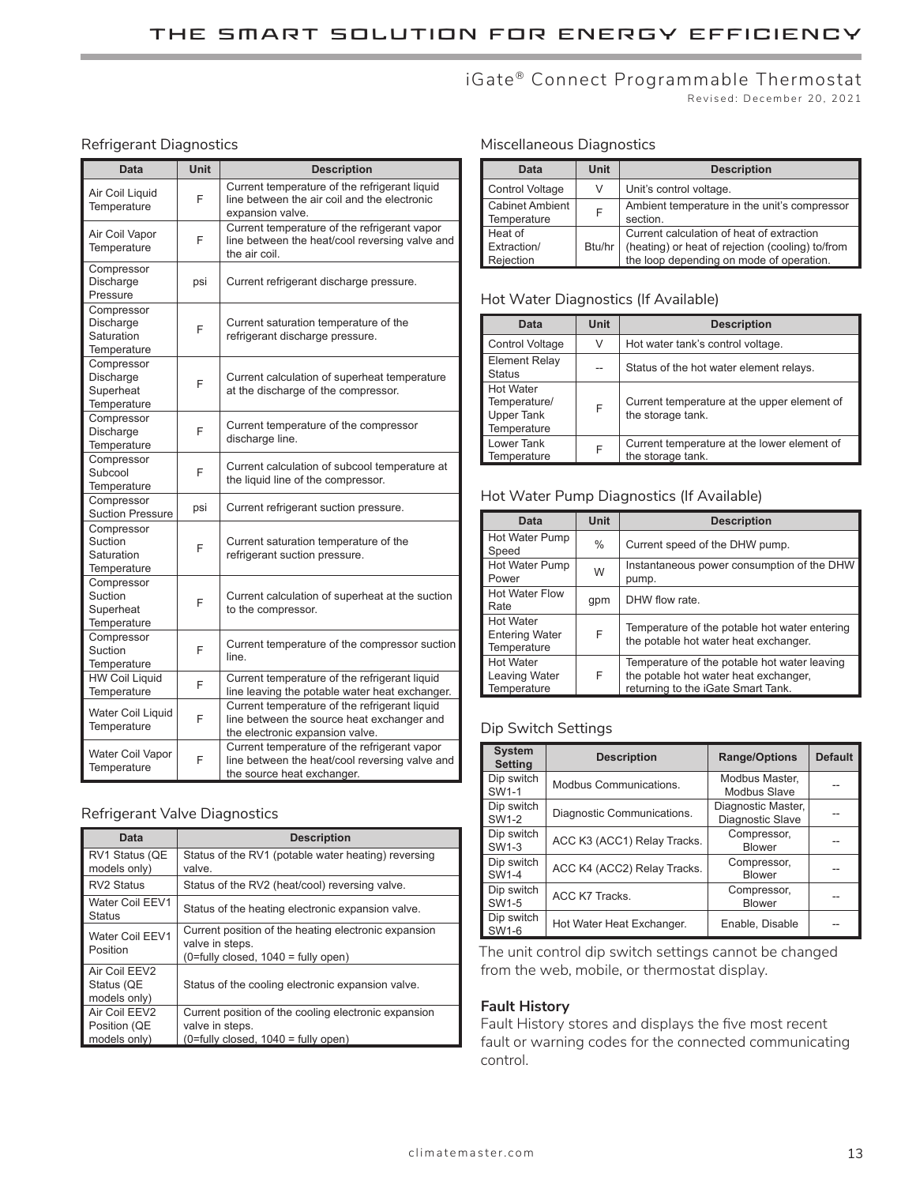## Refrigerant Diagnostics

| Data | Unit | Description |
|---|---|---|
| Air Coil Liquid Temperature | F | Current temperature of the refrigerant liquid line between the air coil and the electronic expansion valve. |
| Air Coil Vapor Temperature | F | Current temperature of the refrigerant vapor line between the heat/cool reversing valve and the air coil. |
| Compressor Discharge Pressure | psi | Current refrigerant discharge pressure. |
| Compressor Discharge Saturation Temperature | F | Current saturation temperature of the refrigerant discharge pressure. |
| Compressor Discharge Superheat Temperature | F | Current calculation of superheat temperature at the discharge of the compressor. |
| Compressor Discharge Temperature | F | Current temperature of the compressor discharge line. |
| Compressor Subcool Temperature | F | Current calculation of subcool temperature at the liquid line of the compressor. |
| Compressor Suction Pressure | psi | Current refrigerant suction pressure. |
| Compressor Suction Saturation Temperature | F | Current saturation temperature of the refrigerant suction pressure. |
| Compressor Suction Superheat Temperature | F | Current calculation of superheat at the suction to the compressor. |
| Compressor Suction Temperature | F | Current temperature of the compressor suction line. |
| HW Coil Liquid Temperature | F | Current temperature of the refrigerant liquid line leaving the potable water heat exchanger. |
| Water Coil Liquid Temperature | F | Current temperature of the refrigerant liquid line between the source heat exchanger and the electronic expansion valve. |
| Water Coil Vapor Temperature | F | Current temperature of the refrigerant vapor line between the heat/cool reversing valve and the source heat exchanger. |

## Refrigerant Valve Diagnostics

| Data | Description |
|---|---|
| RV1 Status (QE models only) | Status of the RV1 (potable water heating) reversing valve. |
| RV2 Status | Status of the RV2 (heat/cool) reversing valve. |
| Water Coil EEV1 Status | Status of the heating electronic expansion valve. |
| Water Coil EEV1 Position | Current position of the heating electronic expansion valve in steps. (0=fully closed, 1040 = fully open) |
| Air Coil EEV2 Status (QE models only) | Status of the cooling electronic expansion valve. |
| Air Coil EEV2 Position (QE models only) | Current position of the cooling electronic expansion valve in steps. (0=fully closed, 1040 = fully open) |

## Miscellaneous Diagnostics

| Data | Unit | Description |
|---|---|---|
| Control Voltage | V | Unit's control voltage. |
| Cabinet Ambient Temperature | F | Ambient temperature in the unit's compressor section. |
| Heat of Extraction/ Rejection | Btu/hr | Current calculation of heat of extraction (heating) or heat of rejection (cooling) to/from the loop depending on mode of operation. |

## Hot Water Diagnostics (If Available)

| Data | Unit | Description |
|---|---|---|
| Control Voltage | V | Hot water tank's control voltage. |
| Element Relay Status | -- | Status of the hot water element relays. |
| Hot Water Temperature/ Upper Tank Temperature | F | Current temperature at the upper element of the storage tank. |
| Lower Tank Temperature | F | Current temperature at the lower element of the storage tank. |

## Hot Water Pump Diagnostics (If Available)

| Data | Unit | Description |
|---|---|---|
| Hot Water Pump Speed | % | Current speed of the DHW pump. |
| Hot Water Pump Power | W | Instantaneous power consumption of the DHW pump. |
| Hot Water Flow Rate | gpm | DHW flow rate. |
| Hot Water Entering Water Temperature | F | Temperature of the potable hot water entering the potable hot water heat exchanger. |
| Hot Water Leaving Water Temperature | F | Temperature of the potable hot water leaving the potable hot water heat exchanger, returning to the iGate Smart Tank. |

## Dip Switch Settings

| System Setting | Description | Range/Options | Default |
|---|---|---|---|
| Dip switch SW1-1 | Modbus Communications. | Modbus Master, Modbus Slave | -- |
| Dip switch SW1-2 | Diagnostic Communications. | Diagnostic Master, Diagnostic Slave | -- |
| Dip switch SW1-3 | ACC K3 (ACC1) Relay Tracks. | Compressor, Blower | -- |
| Dip switch SW1-4 | ACC K4 (ACC2) Relay Tracks. | Compressor, Blower | -- |
| Dip switch SW1-5 | ACC K7 Tracks. | Compressor, Blower | -- |
| Dip switch SW1-6 | Hot Water Heat Exchanger. | Enable, Disable | -- |

The unit control dip switch settings cannot be changed from the web, mobile, or thermostat display.

**Fault History**

Fault History stores and displays the five most recent fault or warning codes for the connected communicating control.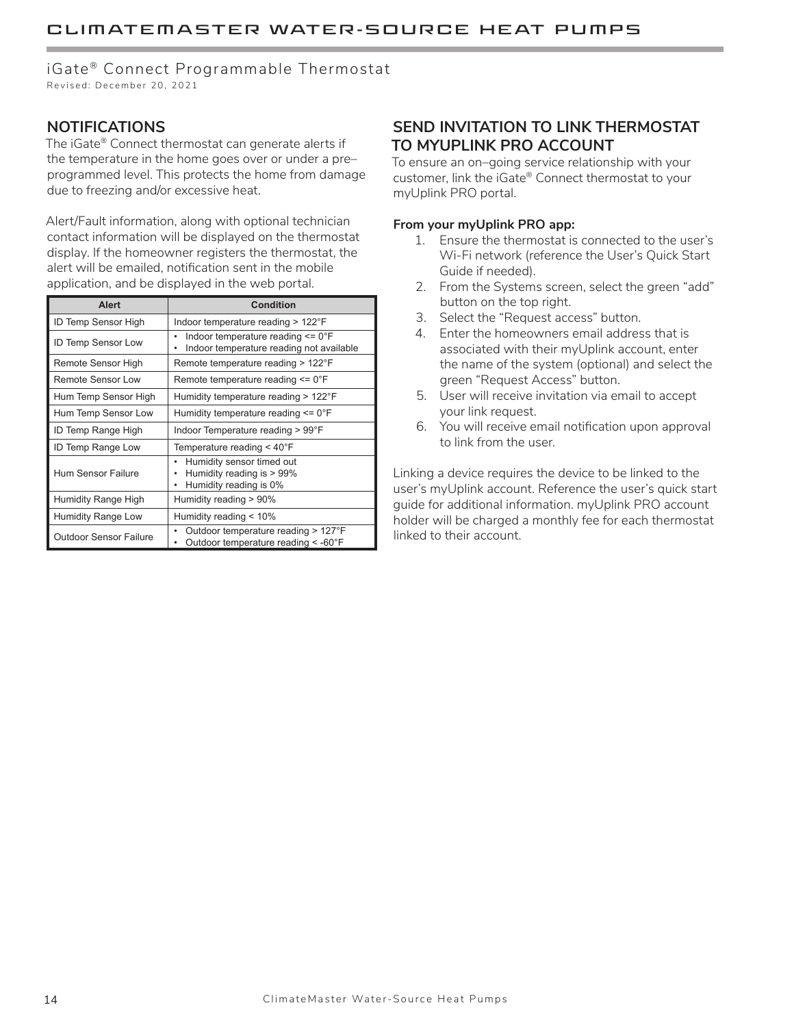## NOTIFICATIONS

The iGate® Connect thermostat can generate alerts if the temperature in the home goes over or under a pre–programmed level. This protects the home from damage due to freezing and/or excessive heat.

Alert/Fault information, along with optional technician contact information will be displayed on the thermostat display. If the homeowner registers the thermostat, the alert will be emailed, notification sent in the mobile application, and be displayed in the web portal.

| Alert | Condition |
| --- | --- |
| ID Temp Sensor High | Indoor temperature reading > 122°F |
| ID Temp Sensor Low | • Indoor temperature reading <= 0°F<br>• Indoor temperature reading not available |
| Remote Sensor High | Remote temperature reading > 122°F |
| Remote Sensor Low | Remote temperature reading <= 0°F |
| Hum Temp Sensor High | Humidity temperature reading > 122°F |
| Hum Temp Sensor Low | Humidity temperature reading <= 0°F |
| ID Temp Range High | Indoor Temperature reading > 99°F |
| ID Temp Range Low | Temperature reading < 40°F |
| Hum Sensor Failure | • Humidity sensor timed out<br>• Humidity reading is > 99%<br>• Humidity reading is 0% |
| Humidity Range High | Humidity reading > 90% |
| Humidity Range Low | Humidity reading < 10% |
| Outdoor Sensor Failure | • Outdoor temperature reading > 127°F<br>• Outdoor temperature reading < -60°F |

## SEND INVITATION TO LINK THERMOSTAT TO MYUPLINK PRO ACCOUNT

To ensure an on–going service relationship with your customer, link the iGate® Connect thermostat to your myUplink PRO portal.

**From your myUplink PRO app:**

1. Ensure the thermostat is connected to the user's Wi-Fi network (reference the User's Quick Start Guide if needed).
2. From the Systems screen, select the green "add" button on the top right.
3. Select the "Request access" button.
4. Enter the homeowners email address that is associated with their myUplink account, enter the name of the system (optional) and select the green "Request Access" button.
5. User will receive invitation via email to accept your link request.
6. You will receive email notification upon approval to link from the user.

Linking a device requires the device to be linked to the user's myUplink account. Reference the user's quick start guide for additional information. myUplink PRO account holder will be charged a monthly fee for each thermostat linked to their account.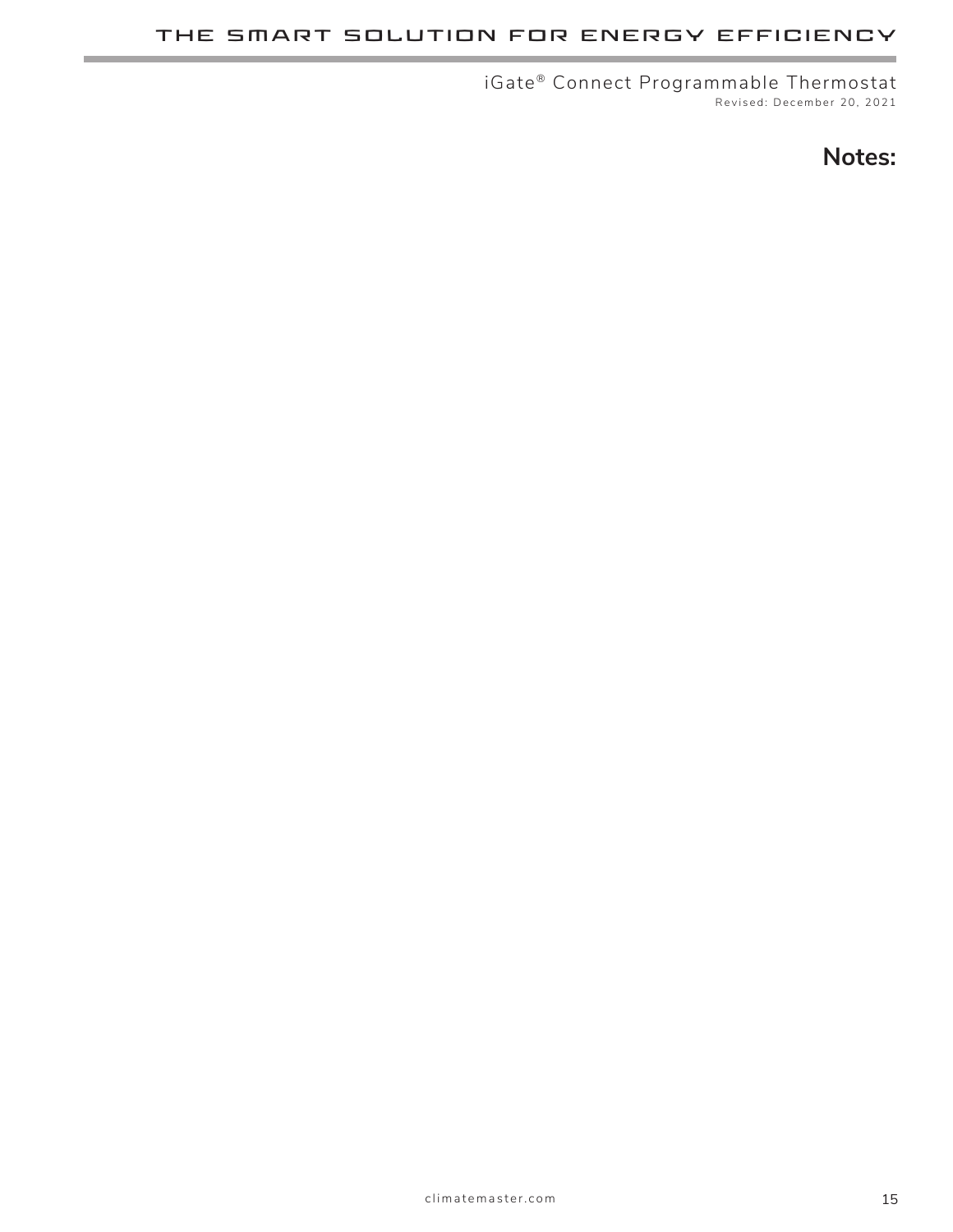## Notes: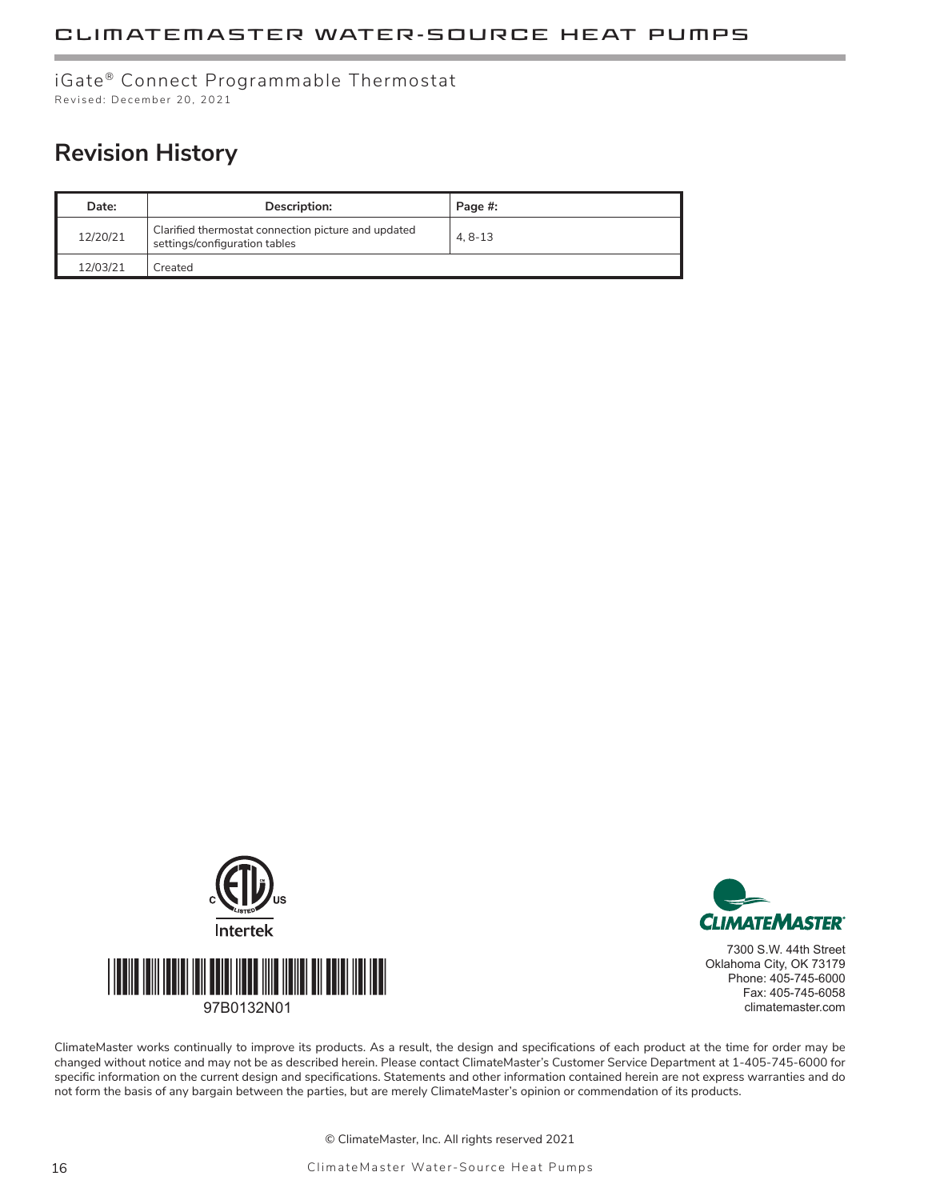iGate® Connect Programmable Thermostat
Revised: December 20, 2021

## Revision History

| Date: | Description: | Page #: |
|---|---|---|
| 12/20/21 | Clarified thermostat connection picture and updated settings/configuration tables | 4, 8-13 |
| 12/03/21 | Created | |

Intertek

97B0132N01

7300 S.W. 44th Street
Oklahoma City, OK 73179
Phone: 405-745-6000
Fax: 405-745-6058
climatemaster.com

ClimateMaster works continually to improve its products. As a result, the design and specifications of each product at the time for order may be changed without notice and may not be as described herein. Please contact ClimateMaster's Customer Service Department at 1-405-745-6000 for specific information on the current design and specifications. Statements and other information contained herein are not express warranties and do not form the basis of any bargain between the parties, but are merely ClimateMaster's opinion or commendation of its products.

© ClimateMaster, Inc. All rights reserved 2021